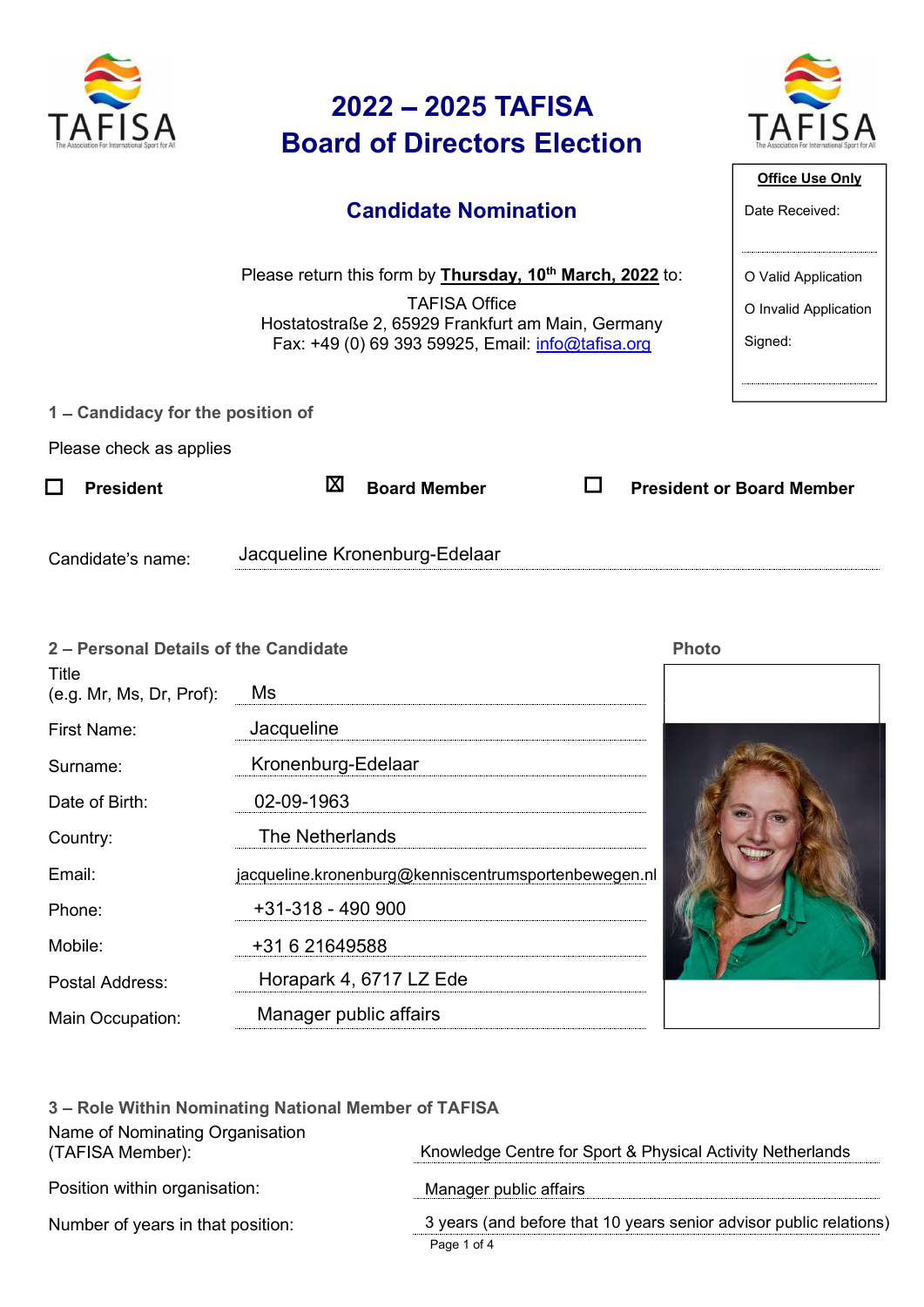# 2022 – 2025 TAFISA Board of Directors Election

## Candidate Nomination

Please return this form by **Thursday, 10th March, 2022** to:

TAFISA Office
Hostatostraße 2, 65929 Frankfurt am Main, Germany
Fax: +49 (0) 69 393 59925, Email: info@tafisa.org

**Office Use Only**

Date Received:

O Valid Application

O Invalid Application

Signed:

### 1 – Candidacy for the position of

Please check as applies

☐ **President** ☒ **Board Member** ☐ **President or Board Member**

Candidate's name: Jacqueline Kronenburg-Edelaar

### 2 – Personal Details of the Candidate

Photo

| | |
|---|---|
| Title (e.g. Mr, Ms, Dr, Prof): | Ms |
| First Name: | Jacqueline |
| Surname: | Kronenburg-Edelaar |
| Date of Birth: | 02-09-1963 |
| Country: | The Netherlands |
| Email: | jacqueline.kronenburg@kenniscentrumsportenbewegen.nl |
| Phone: | +31-318 - 490 900 |
| Mobile: | +31 6 21649588 |
| Postal Address: | Horapark 4, 6717 LZ Ede |
| Main Occupation: | Manager public affairs |

### 3 – Role Within Nominating National Member of TAFISA

| | |
|---|---|
| Name of Nominating Organisation (TAFISA Member): | Knowledge Centre for Sport & Physical Activity Netherlands |
| Position within organisation: | Manager public affairs |
| Number of years in that position: | 3 years (and before that 10 years senior advisor public relations) |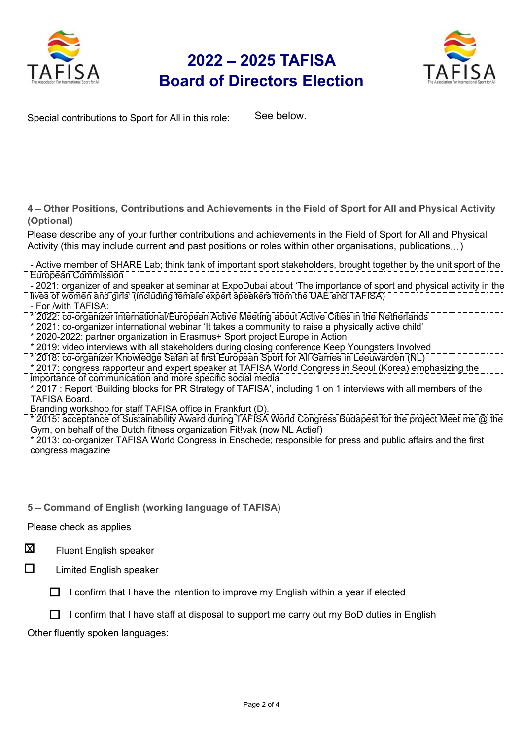# 2022 – 2025 TAFISA Board of Directors Election

Special contributions to Sport for All in this role: See below.

### 4 – Other Positions, Contributions and Achievements in the Field of Sport for All and Physical Activity (Optional)

Please describe any of your further contributions and achievements in the Field of Sport for All and Physical Activity (this may include current and past positions or roles within other organisations, publications…)

- Active member of SHARE Lab; think tank of important sport stakeholders, brought together by the unit sport of the European Commission
- 2021: organizer of and speaker at seminar at ExpoDubai about 'The importance of sport and physical activity in the lives of women and girls' (including female expert speakers from the UAE and TAFISA)
- For /with TAFISA:

* 2022: co-organizer international/European Active Meeting about Active Cities in the Netherlands
* 2021: co-organizer international webinar 'It takes a community to raise a physically active child'
* 2020-2022: partner organization in Erasmus+ Sport project Europe in Action
* 2019: video interviews with all stakeholders during closing conference Keep Youngsters Involved
* 2018: co-organizer Knowledge Safari at first European Sport for All Games in Leeuwarden (NL)
* 2017: congress rapporteur and expert speaker at TAFISA World Congress in Seoul (Korea) emphasizing the importance of communication and more specific social media
* 2017 : Report 'Building blocks for PR Strategy of TAFISA', including 1 on 1 interviews with all members of the TAFISA Board.
  Branding workshop for staff TAFISA office in Frankfurt (D).
* 2015: acceptance of Sustainability Award during TAFISA World Congress Budapest for the project Meet me @ the Gym, on behalf of the Dutch fitness organization Fit!vak (now NL Actief)
* 2013: co-organizer TAFISA World Congress in Enschede; responsible for press and public affairs and the first congress magazine

### 5 – Command of English (working language of TAFISA)

Please check as applies

- ☒ Fluent English speaker
- ☐ Limited English speaker
  - ☐ I confirm that I have the intention to improve my English within a year if elected
  - ☐ I confirm that I have staff at disposal to support me carry out my BoD duties in English

Other fluently spoken languages: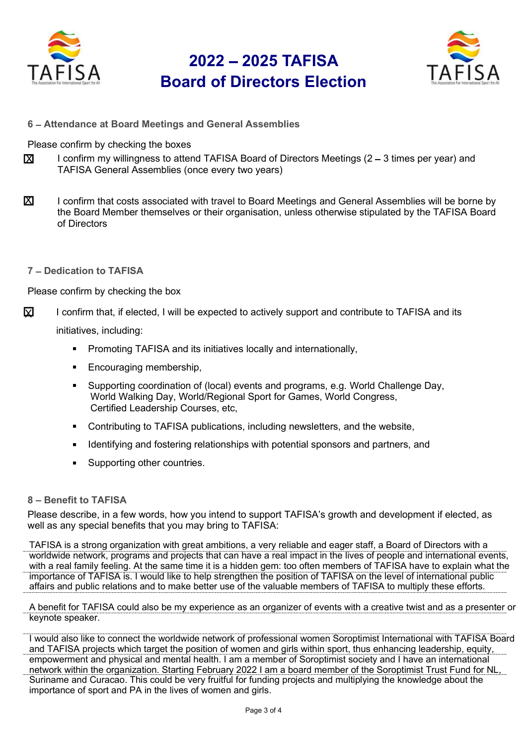# 2022 – 2025 TAFISA Board of Directors Election

### 6 – Attendance at Board Meetings and General Assemblies

Please confirm by checking the boxes

☒ I confirm my willingness to attend TAFISA Board of Directors Meetings (2 – 3 times per year) and TAFISA General Assemblies (once every two years)

☒ I confirm that costs associated with travel to Board Meetings and General Assemblies will be borne by the Board Member themselves or their organisation, unless otherwise stipulated by the TAFISA Board of Directors

### 7 – Dedication to TAFISA

Please confirm by checking the box

☒ I confirm that, if elected, I will be expected to actively support and contribute to TAFISA and its initiatives, including:

- Promoting TAFISA and its initiatives locally and internationally,
- Encouraging membership,
- Supporting coordination of (local) events and programs, e.g. World Challenge Day, World Walking Day, World/Regional Sport for Games, World Congress, Certified Leadership Courses, etc,
- Contributing to TAFISA publications, including newsletters, and the website,
- Identifying and fostering relationships with potential sponsors and partners, and
- Supporting other countries.

### 8 – Benefit to TAFISA

Please describe, in a few words, how you intend to support TAFISA's growth and development if elected, as well as any special benefits that you may bring to TAFISA:

TAFISA is a strong organization with great ambitions, a very reliable and eager staff, a Board of Directors with a worldwide network, programs and projects that can have a real impact in the lives of people and international events, with a real family feeling. At the same time it is a hidden gem: too often members of TAFISA have to explain what the importance of TAFISA is. I would like to help strengthen the position of TAFISA on the level of international public affairs and public relations and to make better use of the valuable members of TAFISA to multiply these efforts.

A benefit for TAFISA could also be my experience as an organizer of events with a creative twist and as a presenter or keynote speaker.

I would also like to connect the worldwide network of professional women Soroptimist International with TAFISA Board and TAFISA projects which target the position of women and girls within sport, thus enhancing leadership, equity, empowerment and physical and mental health. I am a member of Soroptimist society and I have an international network within the organization. Starting February 2022 I am a board member of the Soroptimist Trust Fund for NL, Suriname and Curacao. This could be very fruitful for funding projects and multiplying the knowledge about the importance of sport and PA in the lives of women and girls.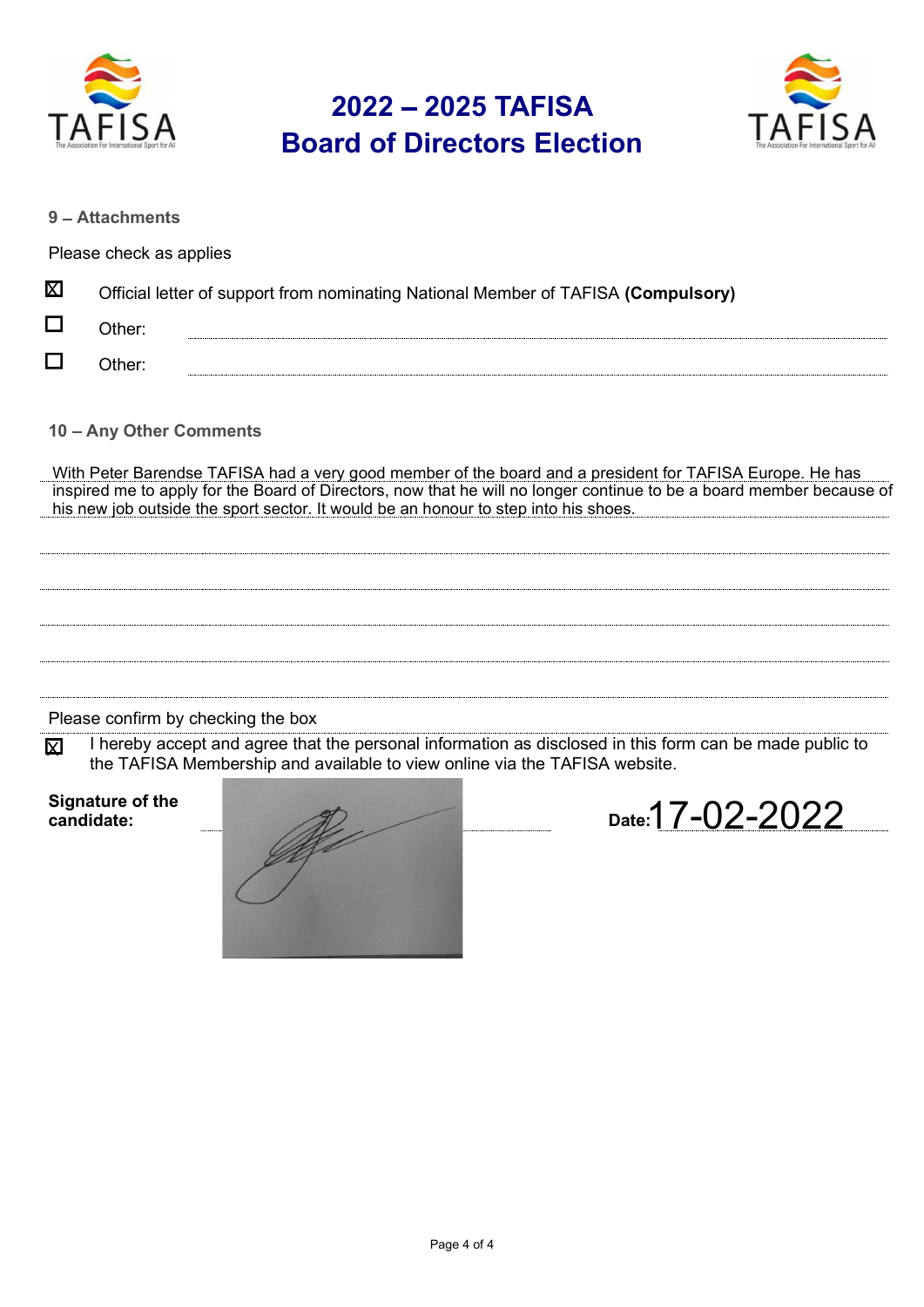# 2022 – 2025 TAFISA Board of Directors Election

### 9 – Attachments

Please check as applies

- [x] Official letter of support from nominating National Member of TAFISA **(Compulsory)**
- [ ] Other:
- [ ] Other:

### 10 – Any Other Comments

With Peter Barendse TAFISA had a very good member of the board and a president for TAFISA Europe. He has inspired me to apply for the Board of Directors, now that he will no longer continue to be a board member because of his new job outside the sport sector. It would be an honour to step into his shoes.

Please confirm by checking the box

- [x] I hereby accept and agree that the personal information as disclosed in this form can be made public to the TAFISA Membership and available to view online via the TAFISA website.

**Signature of the candidate:**

**Date:** 17-02-2022